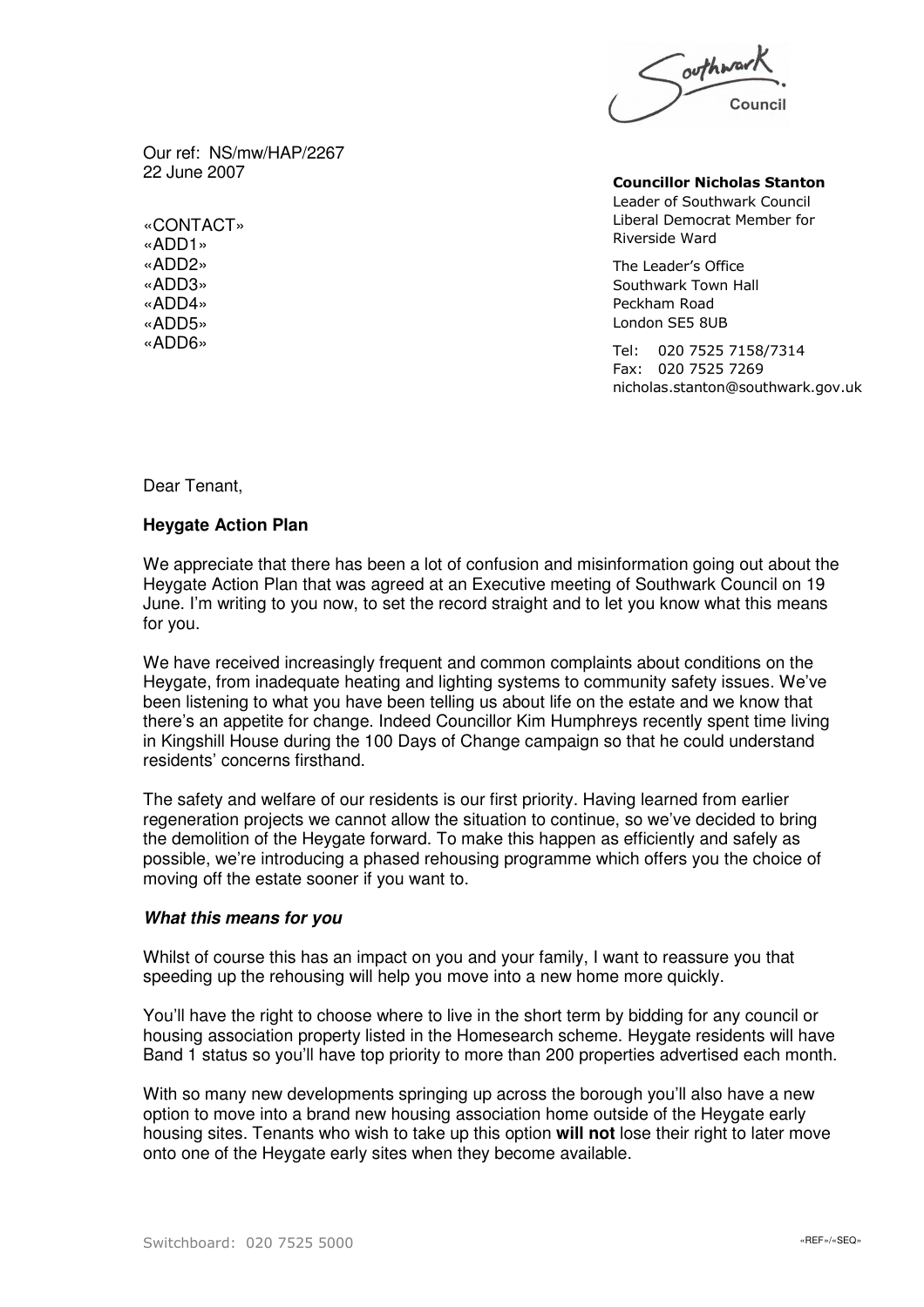Southwark Council

Our ref: NS/mw/HAP/2267
22 June 2007

«CONTACT»
«ADD1»
«ADD2»
«ADD3»
«ADD4»
«ADD5»
«ADD6»

**Councillor Nicholas Stanton**
Leader of Southwark Council
Liberal Democrat Member for Riverside Ward

The Leader's Office
Southwark Town Hall
Peckham Road
London SE5 8UB

Tel: 020 7525 7158/7314
Fax: 020 7525 7269
nicholas.stanton@southwark.gov.uk

Dear Tenant,

**Heygate Action Plan**

We appreciate that there has been a lot of confusion and misinformation going out about the Heygate Action Plan that was agreed at an Executive meeting of Southwark Council on 19 June. I'm writing to you now, to set the record straight and to let you know what this means for you.

We have received increasingly frequent and common complaints about conditions on the Heygate, from inadequate heating and lighting systems to community safety issues. We've been listening to what you have been telling us about life on the estate and we know that there's an appetite for change. Indeed Councillor Kim Humphreys recently spent time living in Kingshill House during the 100 Days of Change campaign so that he could understand residents' concerns firsthand.

The safety and welfare of our residents is our first priority. Having learned from earlier regeneration projects we cannot allow the situation to continue, so we've decided to bring the demolition of the Heygate forward. To make this happen as efficiently and safely as possible, we're introducing a phased rehousing programme which offers you the choice of moving off the estate sooner if you want to.

***What this means for you***

Whilst of course this has an impact on you and your family, I want to reassure you that speeding up the rehousing will help you move into a new home more quickly.

You'll have the right to choose where to live in the short term by bidding for any council or housing association property listed in the Homesearch scheme. Heygate residents will have Band 1 status so you'll have top priority to more than 200 properties advertised each month.

With so many new developments springing up across the borough you'll also have a new option to move into a brand new housing association home outside of the Heygate early housing sites. Tenants who wish to take up this option **will not** lose their right to later move onto one of the Heygate early sites when they become available.

Switchboard: 020 7525 5000

«REF»/«SEQ»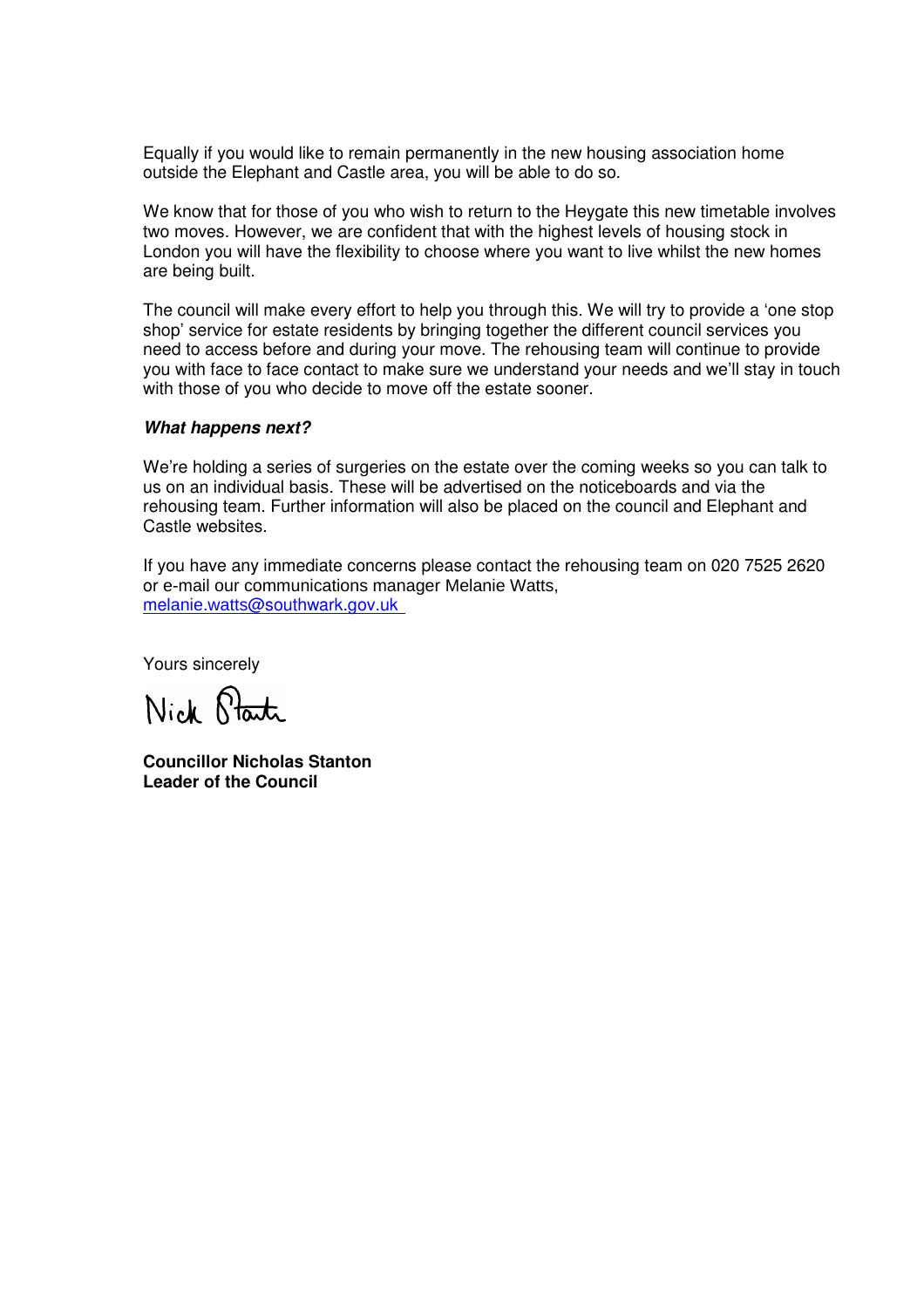Equally if you would like to remain permanently in the new housing association home outside the Elephant and Castle area, you will be able to do so.

We know that for those of you who wish to return to the Heygate this new timetable involves two moves. However, we are confident that with the highest levels of housing stock in London you will have the flexibility to choose where you want to live whilst the new homes are being built.

The council will make every effort to help you through this. We will try to provide a 'one stop shop' service for estate residents by bringing together the different council services you need to access before and during your move. The rehousing team will continue to provide you with face to face contact to make sure we understand your needs and we'll stay in touch with those of you who decide to move off the estate sooner.

***What happens next?***

We're holding a series of surgeries on the estate over the coming weeks so you can talk to us on an individual basis. These will be advertised on the noticeboards and via the rehousing team. Further information will also be placed on the council and Elephant and Castle websites.

If you have any immediate concerns please contact the rehousing team on 020 7525 2620 or e-mail our communications manager Melanie Watts, melanie.watts@southwark.gov.uk

Yours sincerely

Nick Stanton

**Councillor Nicholas Stanton**
**Leader of the Council**